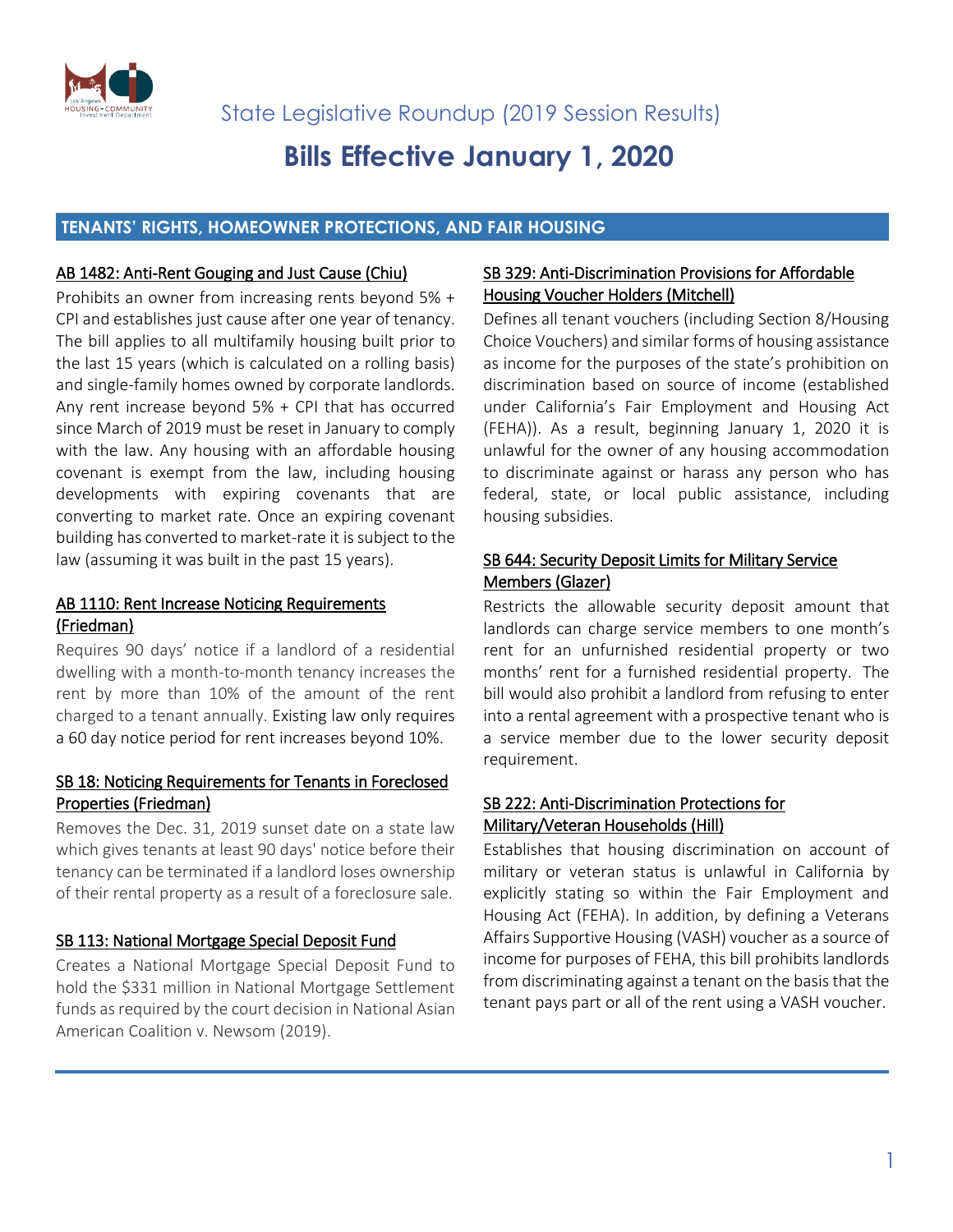State Legislative Roundup (2019 Session Results)

# Bills Effective January 1, 2020

## TENANTS' RIGHTS, HOMEOWNER PROTECTIONS, AND FAIR HOUSING

### AB 1482: Anti-Rent Gouging and Just Cause (Chiu)

Prohibits an owner from increasing rents beyond 5% + CPI and establishes just cause after one year of tenancy. The bill applies to all multifamily housing built prior to the last 15 years (which is calculated on a rolling basis) and single-family homes owned by corporate landlords. Any rent increase beyond 5% + CPI that has occurred since March of 2019 must be reset in January to comply with the law. Any housing with an affordable housing covenant is exempt from the law, including housing developments with expiring covenants that are converting to market rate. Once an expiring covenant building has converted to market-rate it is subject to the law (assuming it was built in the past 15 years).

### AB 1110: Rent Increase Noticing Requirements (Friedman)

Requires 90 days' notice if a landlord of a residential dwelling with a month-to-month tenancy increases the rent by more than 10% of the amount of the rent charged to a tenant annually. Existing law only requires a 60 day notice period for rent increases beyond 10%.

### SB 18: Noticing Requirements for Tenants in Foreclosed Properties (Friedman)

Removes the Dec. 31, 2019 sunset date on a state law which gives tenants at least 90 days' notice before their tenancy can be terminated if a landlord loses ownership of their rental property as a result of a foreclosure sale.

### SB 113: National Mortgage Special Deposit Fund

Creates a National Mortgage Special Deposit Fund to hold the $331 million in National Mortgage Settlement funds as required by the court decision in National Asian American Coalition v. Newsom (2019).

### SB 329: Anti-Discrimination Provisions for Affordable Housing Voucher Holders (Mitchell)

Defines all tenant vouchers (including Section 8/Housing Choice Vouchers) and similar forms of housing assistance as income for the purposes of the state's prohibition on discrimination based on source of income (established under California's Fair Employment and Housing Act (FEHA)). As a result, beginning January 1, 2020 it is unlawful for the owner of any housing accommodation to discriminate against or harass any person who has federal, state, or local public assistance, including housing subsidies.

### SB 644: Security Deposit Limits for Military Service Members (Glazer)

Restricts the allowable security deposit amount that landlords can charge service members to one month's rent for an unfurnished residential property or two months' rent for a furnished residential property. The bill would also prohibit a landlord from refusing to enter into a rental agreement with a prospective tenant who is a service member due to the lower security deposit requirement.

### SB 222: Anti-Discrimination Protections for Military/Veteran Households (Hill)

Establishes that housing discrimination on account of military or veteran status is unlawful in California by explicitly stating so within the Fair Employment and Housing Act (FEHA). In addition, by defining a Veterans Affairs Supportive Housing (VASH) voucher as a source of income for purposes of FEHA, this bill prohibits landlords from discriminating against a tenant on the basis that the tenant pays part or all of the rent using a VASH voucher.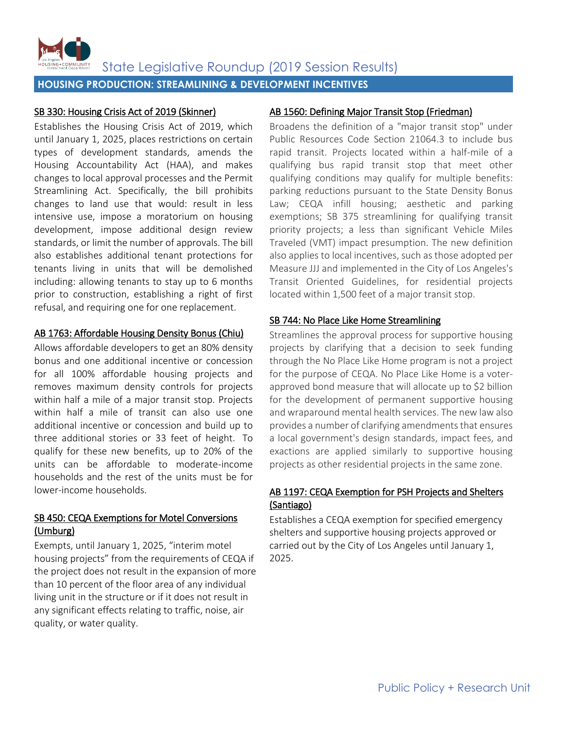# State Legislative Roundup (2019 Session Results)

## HOUSING PRODUCTION: STREAMLINING & DEVELOPMENT INCENTIVES

### SB 330: Housing Crisis Act of 2019 (Skinner)

Establishes the Housing Crisis Act of 2019, which until January 1, 2025, places restrictions on certain types of development standards, amends the Housing Accountability Act (HAA), and makes changes to local approval processes and the Permit Streamlining Act. Specifically, the bill prohibits changes to land use that would: result in less intensive use, impose a moratorium on housing development, impose additional design review standards, or limit the number of approvals. The bill also establishes additional tenant protections for tenants living in units that will be demolished including: allowing tenants to stay up to 6 months prior to construction, establishing a right of first refusal, and requiring one for one replacement.

### AB 1763: Affordable Housing Density Bonus (Chiu)

Allows affordable developers to get an 80% density bonus and one additional incentive or concession for all 100% affordable housing projects and removes maximum density controls for projects within half a mile of a major transit stop. Projects within half a mile of transit can also use one additional incentive or concession and build up to three additional stories or 33 feet of height. To qualify for these new benefits, up to 20% of the units can be affordable to moderate-income households and the rest of the units must be for lower-income households.

### SB 450: CEQA Exemptions for Motel Conversions (Umburg)

Exempts, until January 1, 2025, "interim motel housing projects" from the requirements of CEQA if the project does not result in the expansion of more than 10 percent of the floor area of any individual living unit in the structure or if it does not result in any significant effects relating to traffic, noise, air quality, or water quality.

### AB 1560: Defining Major Transit Stop (Friedman)

Broadens the definition of a "major transit stop" under Public Resources Code Section 21064.3 to include bus rapid transit. Projects located within a half-mile of a qualifying bus rapid transit stop that meet other qualifying conditions may qualify for multiple benefits: parking reductions pursuant to the State Density Bonus Law; CEQA infill housing; aesthetic and parking exemptions; SB 375 streamlining for qualifying transit priority projects; a less than significant Vehicle Miles Traveled (VMT) impact presumption. The new definition also applies to local incentives, such as those adopted per Measure JJJ and implemented in the City of Los Angeles's Transit Oriented Guidelines, for residential projects located within 1,500 feet of a major transit stop.

### SB 744: No Place Like Home Streamlining

Streamlines the approval process for supportive housing projects by clarifying that a decision to seek funding through the No Place Like Home program is not a project for the purpose of CEQA. No Place Like Home is a voter-approved bond measure that will allocate up to $2 billion for the development of permanent supportive housing and wraparound mental health services. The new law also provides a number of clarifying amendments that ensures a local government's design standards, impact fees, and exactions are applied similarly to supportive housing projects as other residential projects in the same zone.

### AB 1197: CEQA Exemption for PSH Projects and Shelters (Santiago)

Establishes a CEQA exemption for specified emergency shelters and supportive housing projects approved or carried out by the City of Los Angeles until January 1, 2025.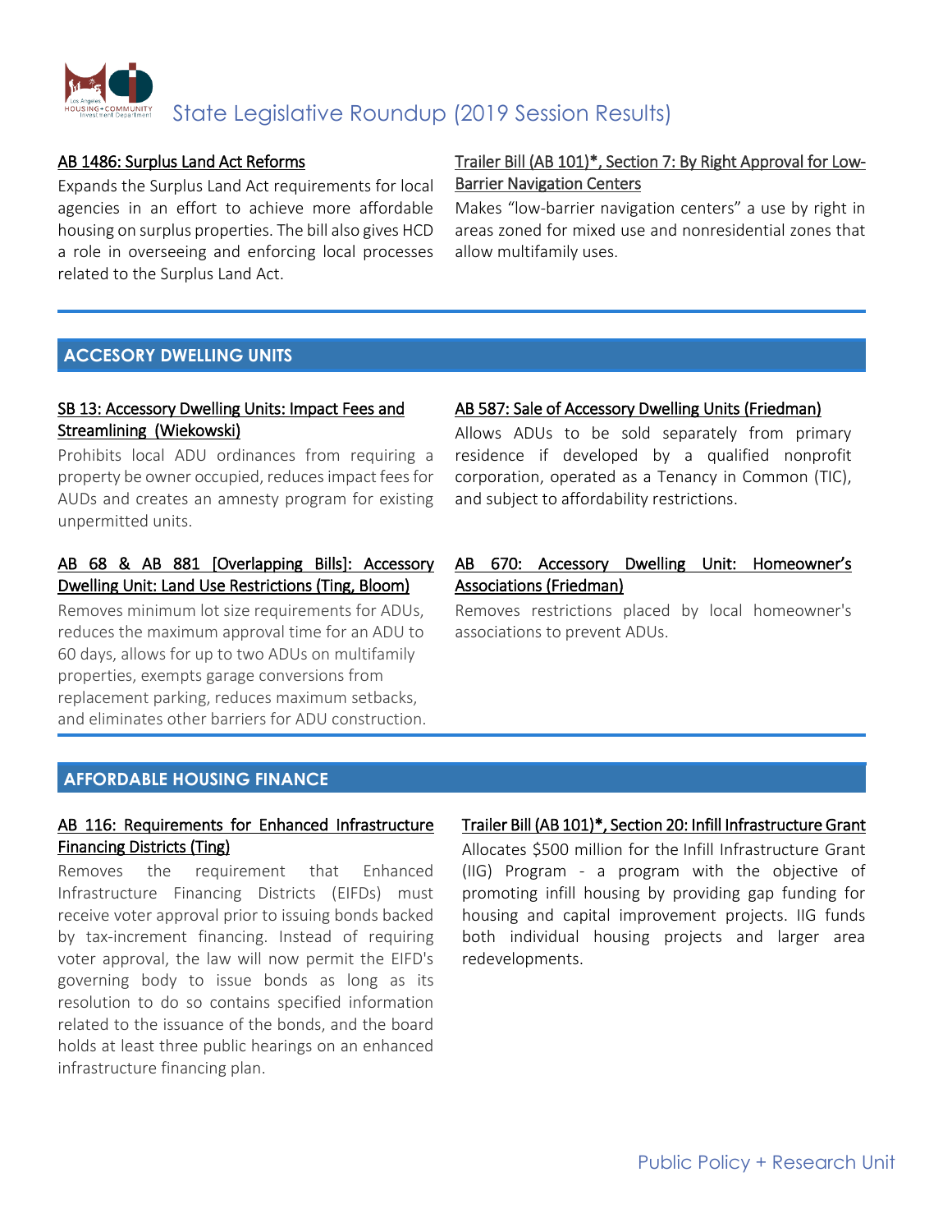#### AB 1486: Surplus Land Act Reforms

Expands the Surplus Land Act requirements for local agencies in an effort to achieve more affordable housing on surplus properties. The bill also gives HCD a role in overseeing and enforcing local processes related to the Surplus Land Act.

#### Trailer Bill (AB 101)*, Section 7: By Right Approval for Low-Barrier Navigation Centers

Makes "low-barrier navigation centers" a use by right in areas zoned for mixed use and nonresidential zones that allow multifamily uses.

## ACCESORY DWELLING UNITS

#### SB 13: Accessory Dwelling Units: Impact Fees and Streamlining (Wiekowski)

Prohibits local ADU ordinances from requiring a property be owner occupied, reduces impact fees for AUDs and creates an amnesty program for existing unpermitted units.

#### AB 68 & AB 881 [Overlapping Bills]: Accessory Dwelling Unit: Land Use Restrictions (Ting, Bloom)

Removes minimum lot size requirements for ADUs, reduces the maximum approval time for an ADU to 60 days, allows for up to two ADUs on multifamily properties, exempts garage conversions from replacement parking, reduces maximum setbacks, and eliminates other barriers for ADU construction.

#### AB 587: Sale of Accessory Dwelling Units (Friedman)

Allows ADUs to be sold separately from primary residence if developed by a qualified nonprofit corporation, operated as a Tenancy in Common (TIC), and subject to affordability restrictions.

#### AB 670: Accessory Dwelling Unit: Homeowner's Associations (Friedman)

Removes restrictions placed by local homeowner's associations to prevent ADUs.

## AFFORDABLE HOUSING FINANCE

#### AB 116: Requirements for Enhanced Infrastructure Financing Districts (Ting)

Removes the requirement that Enhanced Infrastructure Financing Districts (EIFDs) must receive voter approval prior to issuing bonds backed by tax-increment financing. Instead of requiring voter approval, the law will now permit the EIFD's governing body to issue bonds as long as its resolution to do so contains specified information related to the issuance of the bonds, and the board holds at least three public hearings on an enhanced infrastructure financing plan.

#### Trailer Bill (AB 101)*, Section 20: Infill Infrastructure Grant

Allocates $500 million for the Infill Infrastructure Grant (IIG) Program - a program with the objective of promoting infill housing by providing gap funding for housing and capital improvement projects. IIG funds both individual housing projects and larger area redevelopments.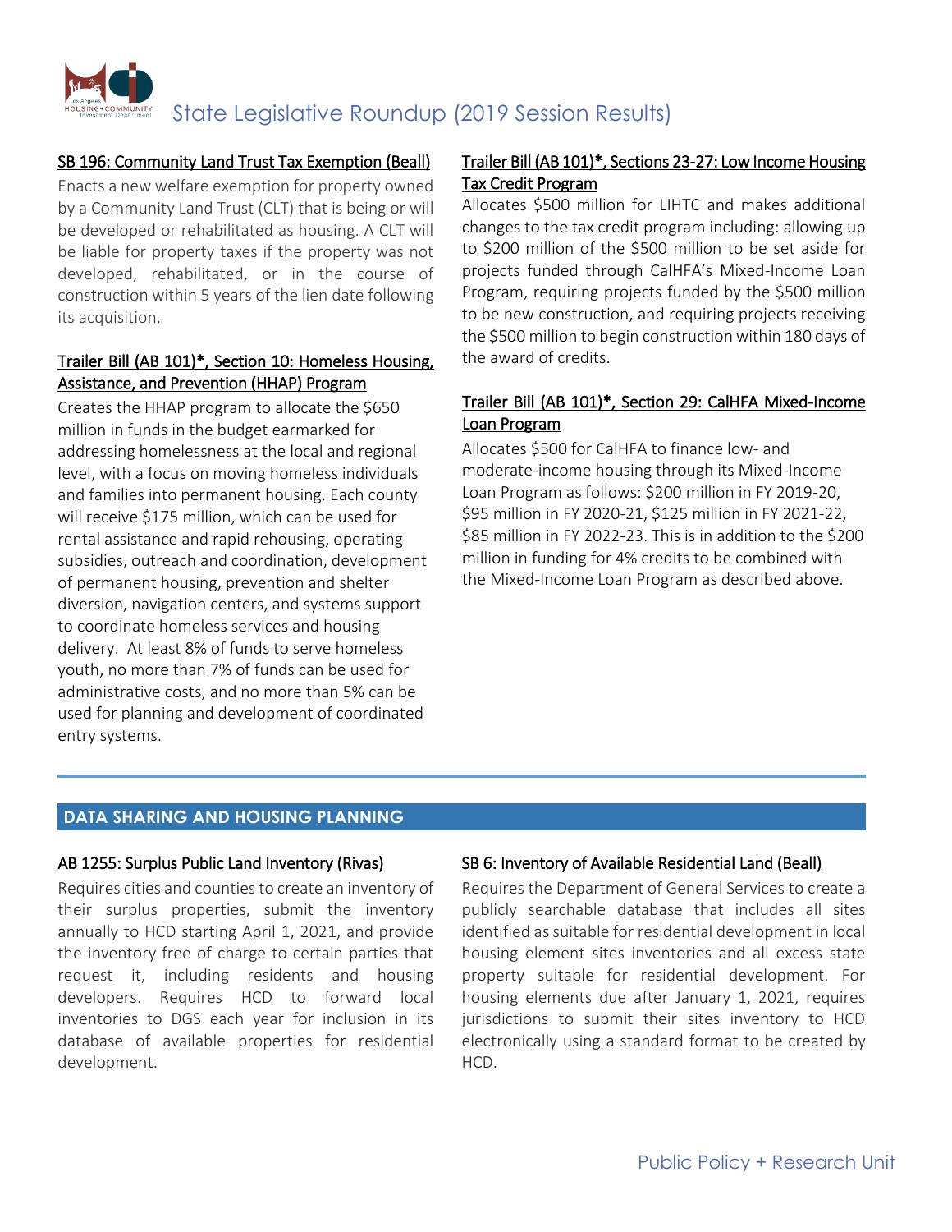SB 196: Community Land Trust Tax Exemption (Beall)

Enacts a new welfare exemption for property owned by a Community Land Trust (CLT) that is being or will be developed or rehabilitated as housing. A CLT will be liable for property taxes if the property was not developed, rehabilitated, or in the course of construction within 5 years of the lien date following its acquisition.

Trailer Bill (AB 101)*, Section 10: Homeless Housing, Assistance, and Prevention (HHAP) Program

Creates the HHAP program to allocate the $650 million in funds in the budget earmarked for addressing homelessness at the local and regional level, with a focus on moving homeless individuals and families into permanent housing. Each county will receive $175 million, which can be used for rental assistance and rapid rehousing, operating subsidies, outreach and coordination, development of permanent housing, prevention and shelter diversion, navigation centers, and systems support to coordinate homeless services and housing delivery. At least 8% of funds to serve homeless youth, no more than 7% of funds can be used for administrative costs, and no more than 5% can be used for planning and development of coordinated entry systems.

Trailer Bill (AB 101)*, Sections 23-27: Low Income Housing Tax Credit Program

Allocates $500 million for LIHTC and makes additional changes to the tax credit program including: allowing up to $200 million of the $500 million to be set aside for projects funded through CalHFA's Mixed-Income Loan Program, requiring projects funded by the $500 million to be new construction, and requiring projects receiving the $500 million to begin construction within 180 days of the award of credits.

Trailer Bill (AB 101)*, Section 29: CalHFA Mixed-Income Loan Program

Allocates $500 for CalHFA to finance low- and moderate-income housing through its Mixed-Income Loan Program as follows: $200 million in FY 2019-20, $95 million in FY 2020-21, $125 million in FY 2021-22, $85 million in FY 2022-23. This is in addition to the $200 million in funding for 4% credits to be combined with the Mixed-Income Loan Program as described above.

## DATA SHARING AND HOUSING PLANNING

AB 1255: Surplus Public Land Inventory (Rivas)

Requires cities and counties to create an inventory of their surplus properties, submit the inventory annually to HCD starting April 1, 2021, and provide the inventory free of charge to certain parties that request it, including residents and housing developers. Requires HCD to forward local inventories to DGS each year for inclusion in its database of available properties for residential development.

SB 6: Inventory of Available Residential Land (Beall)

Requires the Department of General Services to create a publicly searchable database that includes all sites identified as suitable for residential development in local housing element sites inventories and all excess state property suitable for residential development. For housing elements due after January 1, 2021, requires jurisdictions to submit their sites inventory to HCD electronically using a standard format to be created by HCD.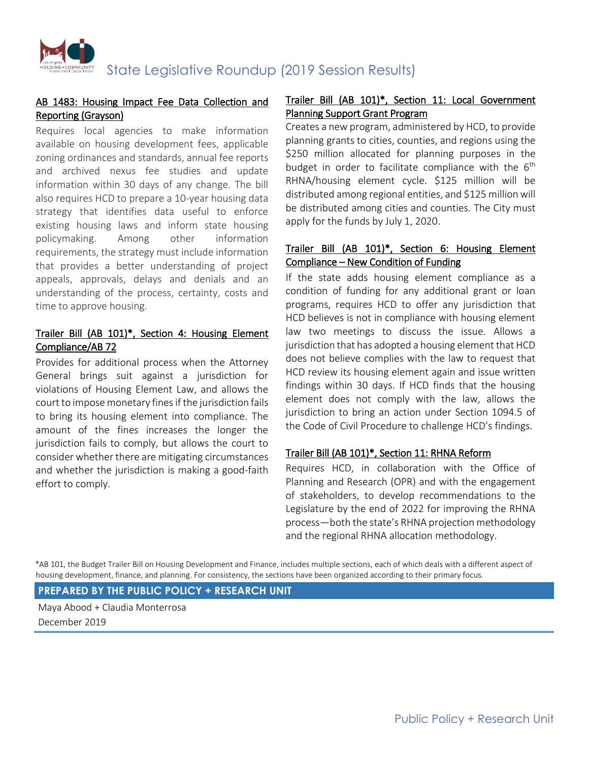## AB 1483: Housing Impact Fee Data Collection and Reporting (Grayson)

Requires local agencies to make information available on housing development fees, applicable zoning ordinances and standards, annual fee reports and archived nexus fee studies and update information within 30 days of any change. The bill also requires HCD to prepare a 10-year housing data strategy that identifies data useful to enforce existing housing laws and inform state housing policymaking. Among other information requirements, the strategy must include information that provides a better understanding of project appeals, approvals, delays and denials and an understanding of the process, certainty, costs and time to approve housing.

## Trailer Bill (AB 101)*, Section 4: Housing Element Compliance/AB 72

Provides for additional process when the Attorney General brings suit against a jurisdiction for violations of Housing Element Law, and allows the court to impose monetary fines if the jurisdiction fails to bring its housing element into compliance. The amount of the fines increases the longer the jurisdiction fails to comply, but allows the court to consider whether there are mitigating circumstances and whether the jurisdiction is making a good-faith effort to comply.

## Trailer Bill (AB 101)*, Section 11: Local Government Planning Support Grant Program

Creates a new program, administered by HCD, to provide planning grants to cities, counties, and regions using the $250 million allocated for planning purposes in the budget in order to facilitate compliance with the 6th RHNA/housing element cycle. $125 million will be distributed among regional entities, and $125 million will be distributed among cities and counties. The City must apply for the funds by July 1, 2020.

## Trailer Bill (AB 101)*, Section 6: Housing Element Compliance – New Condition of Funding

If the state adds housing element compliance as a condition of funding for any additional grant or loan programs, requires HCD to offer any jurisdiction that HCD believes is not in compliance with housing element law two meetings to discuss the issue. Allows a jurisdiction that has adopted a housing element that HCD does not believe complies with the law to request that HCD review its housing element again and issue written findings within 30 days. If HCD finds that the housing element does not comply with the law, allows the jurisdiction to bring an action under Section 1094.5 of the Code of Civil Procedure to challenge HCD's findings.

## Trailer Bill (AB 101)*, Section 11: RHNA Reform

Requires HCD, in collaboration with the Office of Planning and Research (OPR) and with the engagement of stakeholders, to develop recommendations to the Legislature by the end of 2022 for improving the RHNA process—both the state's RHNA projection methodology and the regional RHNA allocation methodology.

*AB 101, the Budget Trailer Bill on Housing Development and Finance, includes multiple sections, each of which deals with a different aspect of housing development, finance, and planning. For consistency, the sections have been organized according to their primary focus.

**PREPARED BY THE PUBLIC POLICY + RESEARCH UNIT**

Maya Abood + Claudia Monterrosa

December 2019